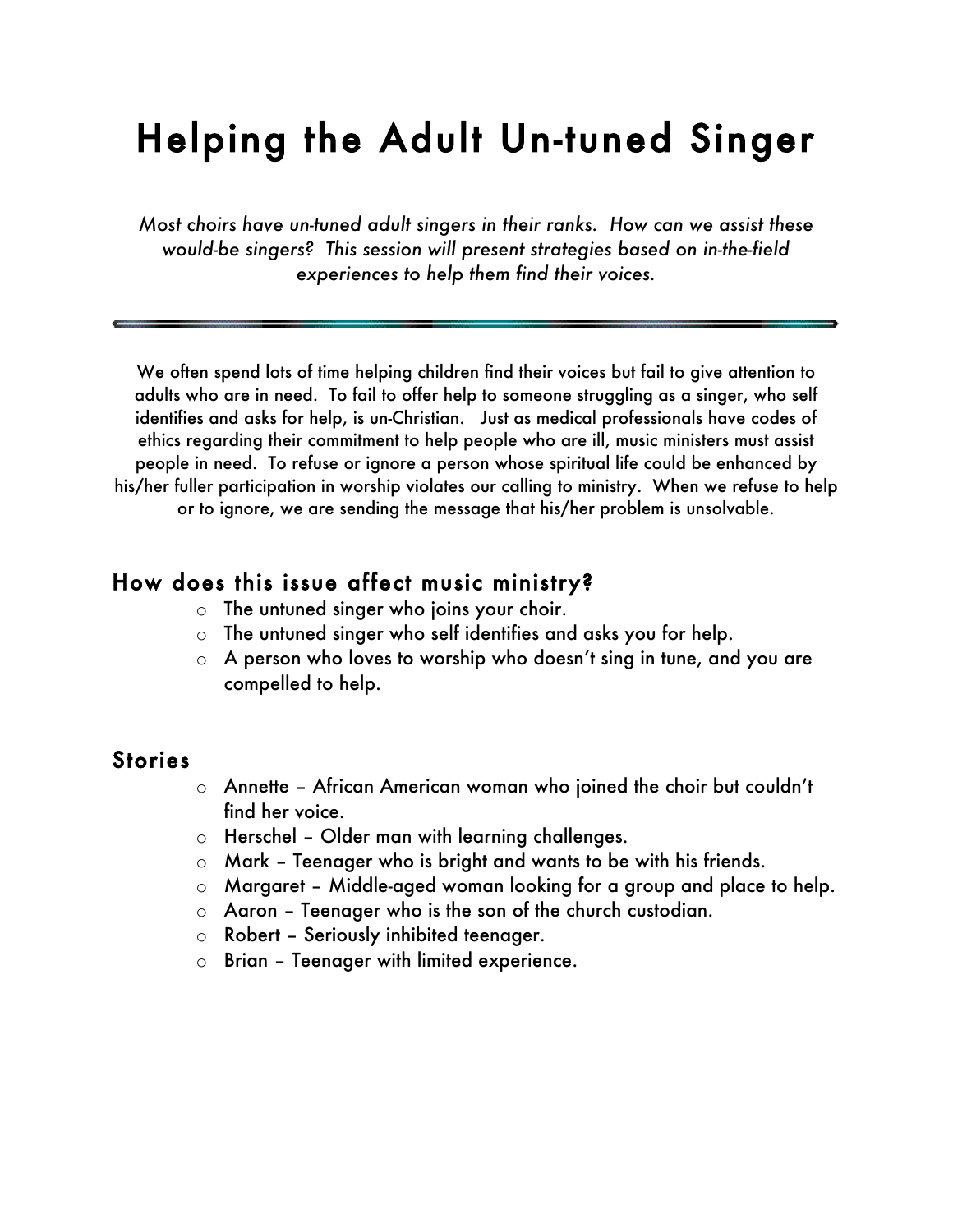# Helping the Adult Un-tuned Singer

*Most choirs have un-tuned adult singers in their ranks. How can we assist these would-be singers? This session will present strategies based on in-the-field experiences to help them find their voices.*

---

We often spend lots of time helping children find their voices but fail to give attention to adults who are in need. To fail to offer help to someone struggling as a singer, who self identifies and asks for help, is un-Christian. Just as medical professionals have codes of ethics regarding their commitment to help people who are ill, music ministers must assist people in need. To refuse or ignore a person whose spiritual life could be enhanced by his/her fuller participation in worship violates our calling to ministry. When we refuse to help or to ignore, we are sending the message that his/her problem is unsolvable.

## How does this issue affect music ministry?

- The untuned singer who joins your choir.
- The untuned singer who self identifies and asks you for help.
- A person who loves to worship who doesn't sing in tune, and you are compelled to help.

## Stories

- Annette – African American woman who joined the choir but couldn't find her voice.
- Herschel – Older man with learning challenges.
- Mark – Teenager who is bright and wants to be with his friends.
- Margaret – Middle-aged woman looking for a group and place to help.
- Aaron – Teenager who is the son of the church custodian.
- Robert – Seriously inhibited teenager.
- Brian – Teenager with limited experience.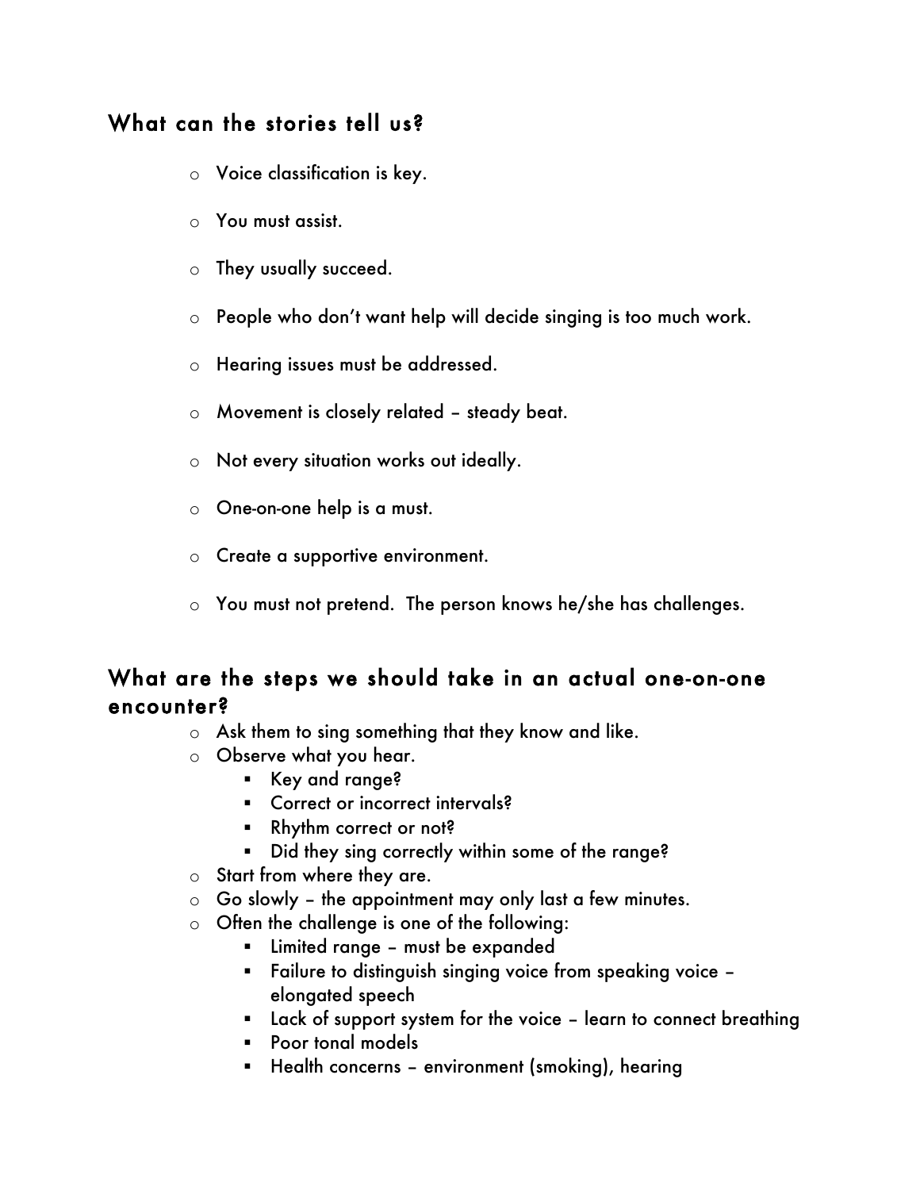## What can the stories tell us?

- Voice classification is key.
- You must assist.
- They usually succeed.
- People who don't want help will decide singing is too much work.
- Hearing issues must be addressed.
- Movement is closely related – steady beat.
- Not every situation works out ideally.
- One-on-one help is a must.
- Create a supportive environment.
- You must not pretend. The person knows he/she has challenges.

## What are the steps we should take in an actual one-on-one encounter?

- Ask them to sing something that they know and like.
- Observe what you hear.
  - Key and range?
  - Correct or incorrect intervals?
  - Rhythm correct or not?
  - Did they sing correctly within some of the range?
- Start from where they are.
- Go slowly – the appointment may only last a few minutes.
- Often the challenge is one of the following:
  - Limited range – must be expanded
  - Failure to distinguish singing voice from speaking voice – elongated speech
  - Lack of support system for the voice – learn to connect breathing
  - Poor tonal models
  - Health concerns – environment (smoking), hearing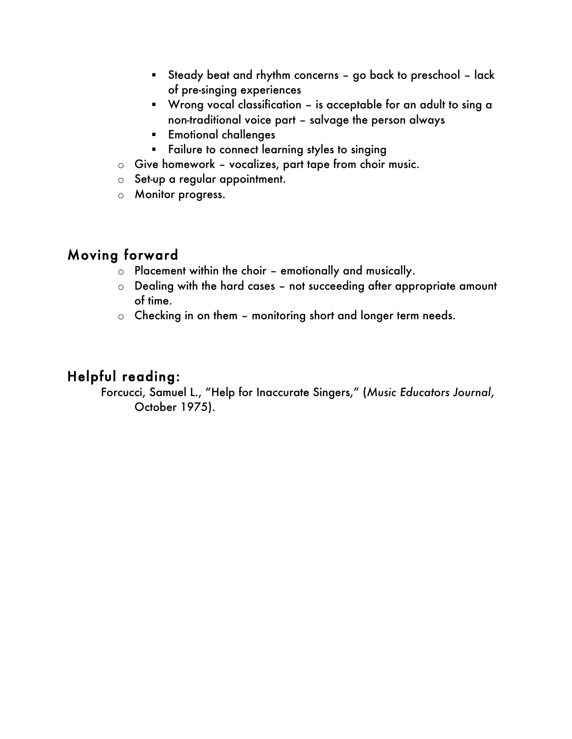- Steady beat and rhythm concerns – go back to preschool – lack of pre-singing experiences
    - Wrong vocal classification – is acceptable for an adult to sing a non-traditional voice part – salvage the person always
    - Emotional challenges
    - Failure to connect learning styles to singing
  - Give homework – vocalizes, part tape from choir music.
  - Set-up a regular appointment.
  - Monitor progress.

## Moving forward

- Placement within the choir – emotionally and musically.
- Dealing with the hard cases – not succeeding after appropriate amount of time.
- Checking in on them – monitoring short and longer term needs.

## Helpful reading:

Forcucci, Samuel L., "Help for Inaccurate Singers," (*Music Educators Journal*, October 1975).